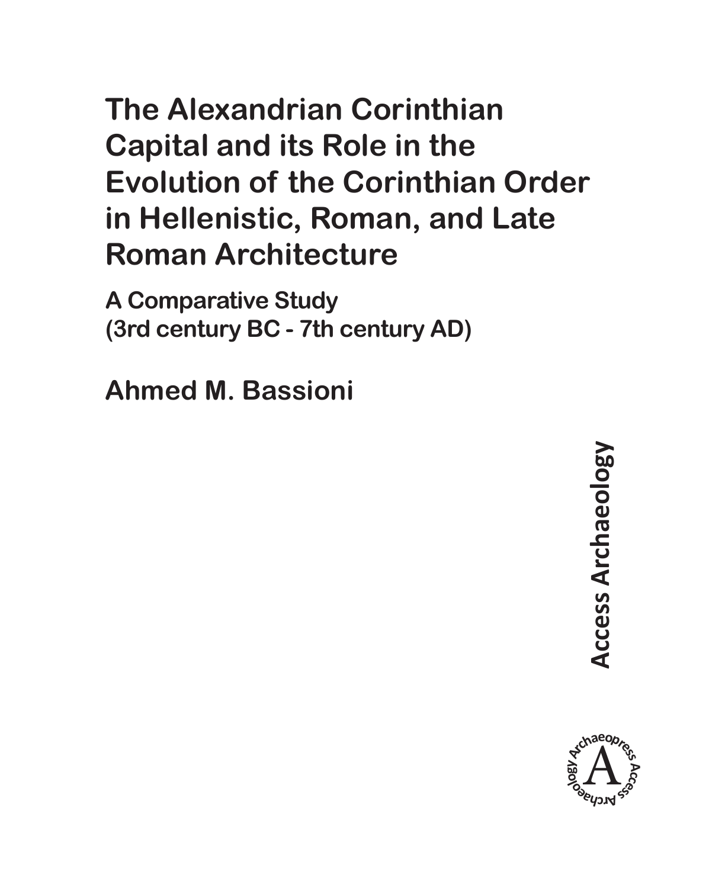# The Alexandrian Corinthian Capital and its Role in the Evolution of the Corinthian Order in Hellenistic, Roman, and Late Roman Architecture

## A Comparative Study
## (3rd century BC - 7th century AD)

**Ahmed M. Bassioni**

Access Archaeology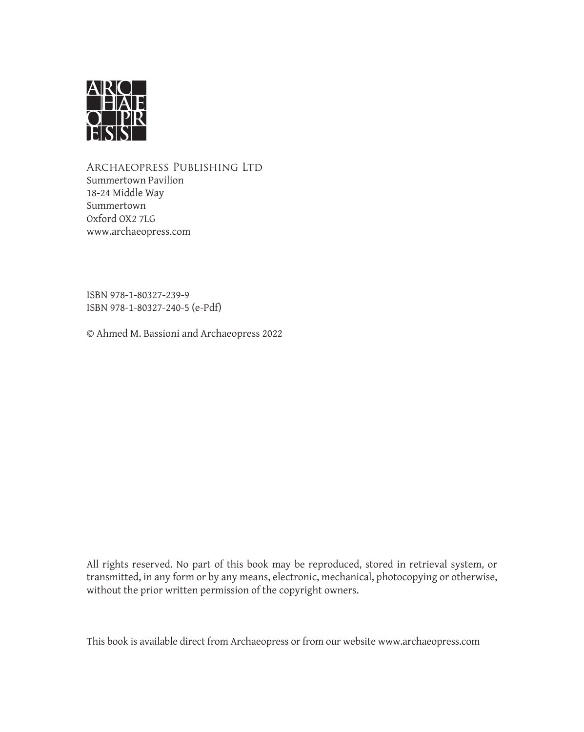ARCHAEOPRESS PUBLISHING LTD
Summertown Pavilion
18-24 Middle Way
Summertown
Oxford OX2 7LG
www.archaeopress.com

ISBN 978-1-80327-239-9
ISBN 978-1-80327-240-5 (e-Pdf)

© Ahmed M. Bassioni and Archaeopress 2022

All rights reserved. No part of this book may be reproduced, stored in retrieval system, or transmitted, in any form or by any means, electronic, mechanical, photocopying or otherwise, without the prior written permission of the copyright owners.

This book is available direct from Archaeopress or from our website www.archaeopress.com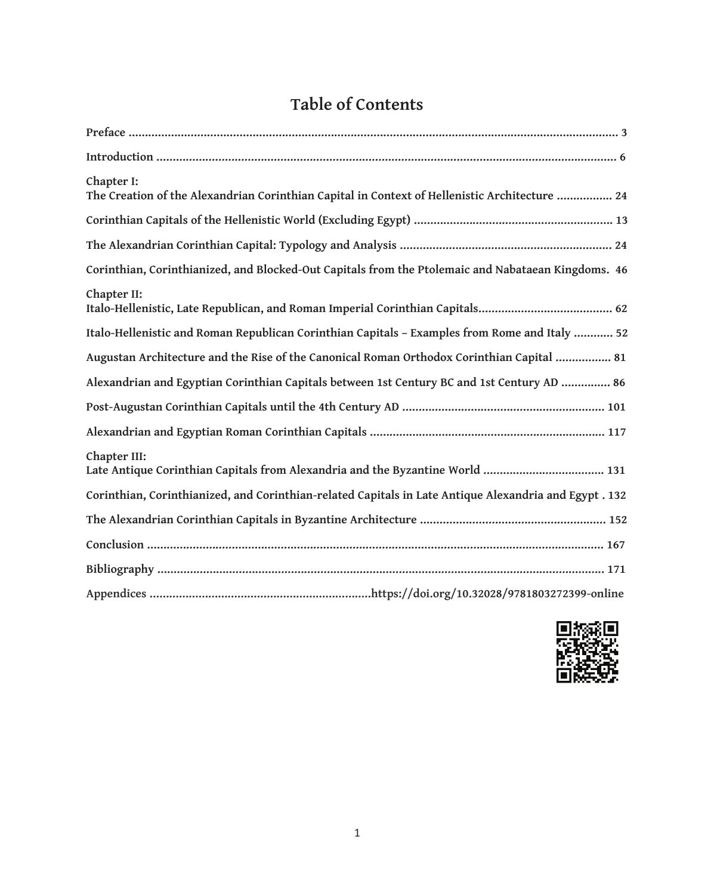# Table of Contents

**Preface** ..................................................................................................................................... **3**

**Introduction** ............................................................................................................................. **6**

**Chapter I:**
**The Creation of the Alexandrian Corinthian Capital in Context of Hellenistic Architecture** ................. **24**

**Corinthian Capitals of the Hellenistic World (Excluding Egypt)** ............................................................. **13**

**The Alexandrian Corinthian Capital: Typology and Analysis** ................................................................. **24**

**Corinthian, Corinthianized, and Blocked-Out Capitals from the Ptolemaic and Nabataean Kingdoms.** **46**

**Chapter II:**
**Italo-Hellenistic, Late Republican, and Roman Imperial Corinthian Capitals**......................................... **62**

**Italo-Hellenistic and Roman Republican Corinthian Capitals – Examples from Rome and Italy** ............ **52**

**Augustan Architecture and the Rise of the Canonical Roman Orthodox Corinthian Capital** ................. **81**

**Alexandrian and Egyptian Corinthian Capitals between 1st Century BC and 1st Century AD** ............... **86**

**Post-Augustan Corinthian Capitals until the 4th Century AD** .............................................................. **101**

**Alexandrian and Egyptian Roman Corinthian Capitals** ........................................................................ **117**

**Chapter III:**
**Late Antique Corinthian Capitals from Alexandria and the Byzantine World** ..................................... **131**

**Corinthian, Corinthianized, and Corinthian-related Capitals in Late Antique Alexandria and Egypt** . **132**

**The Alexandrian Corinthian Capitals in Byzantine Architecture** ......................................................... **152**

**Conclusion** ........................................................................................................................... **167**

**Bibliography** ........................................................................................................................ **171**

**Appendices** ....................................................................**https://doi.org/10.32028/9781803272399-online**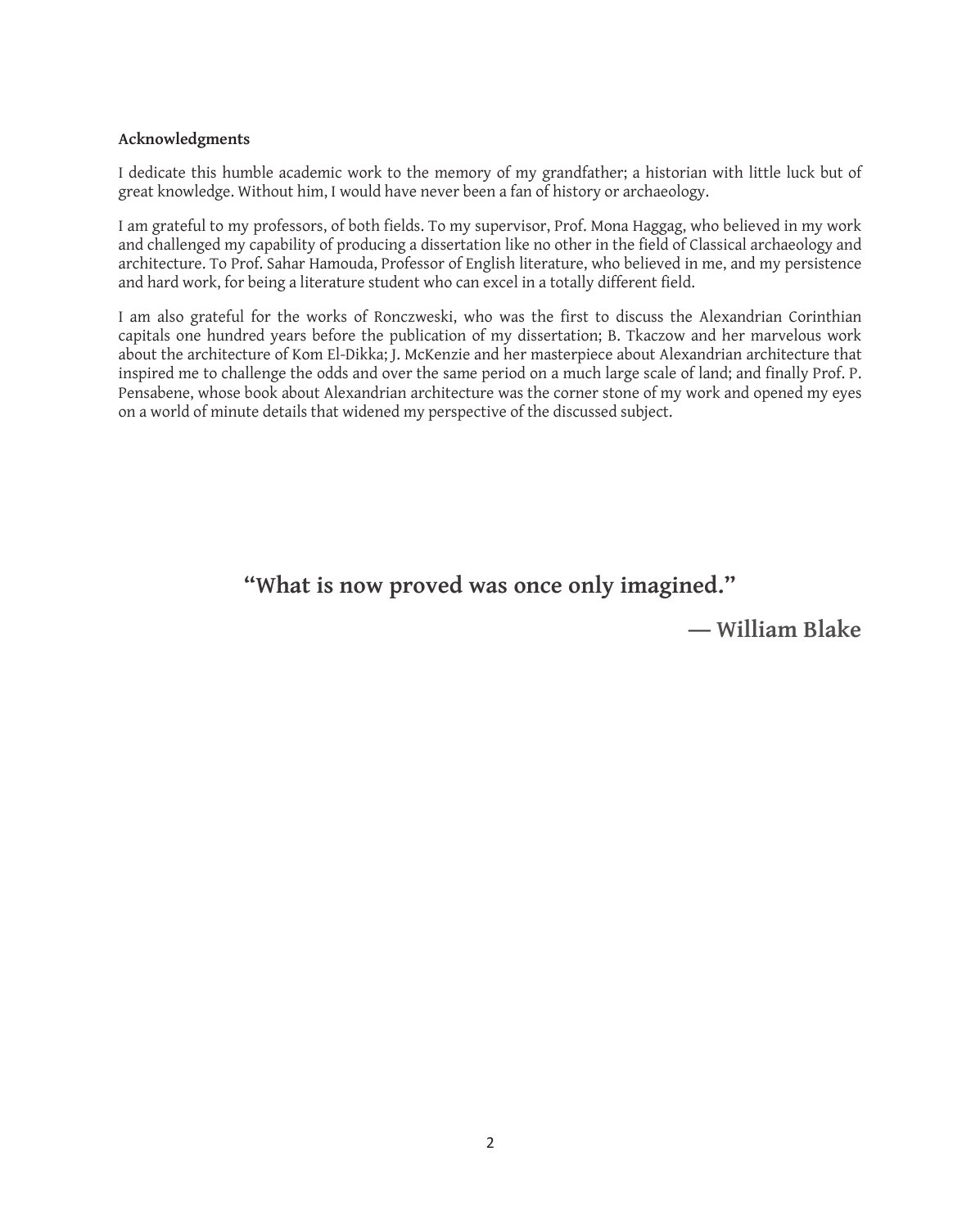**Acknowledgments**

I dedicate this humble academic work to the memory of my grandfather; a historian with little luck but of great knowledge. Without him, I would have never been a fan of history or archaeology.

I am grateful to my professors, of both fields. To my supervisor, Prof. Mona Haggag, who believed in my work and challenged my capability of producing a dissertation like no other in the field of Classical archaeology and architecture. To Prof. Sahar Hamouda, Professor of English literature, who believed in me, and my persistence and hard work, for being a literature student who can excel in a totally different field.

I am also grateful for the works of Ronczweski, who was the first to discuss the Alexandrian Corinthian capitals one hundred years before the publication of my dissertation; B. Tkaczow and her marvelous work about the architecture of Kom El-Dikka; J. McKenzie and her masterpiece about Alexandrian architecture that inspired me to challenge the odds and over the same period on a much large scale of land; and finally Prof. P. Pensabene, whose book about Alexandrian architecture was the corner stone of my work and opened my eyes on a world of minute details that widened my perspective of the discussed subject.

**"What is now proved was once only imagined."**

**— William Blake**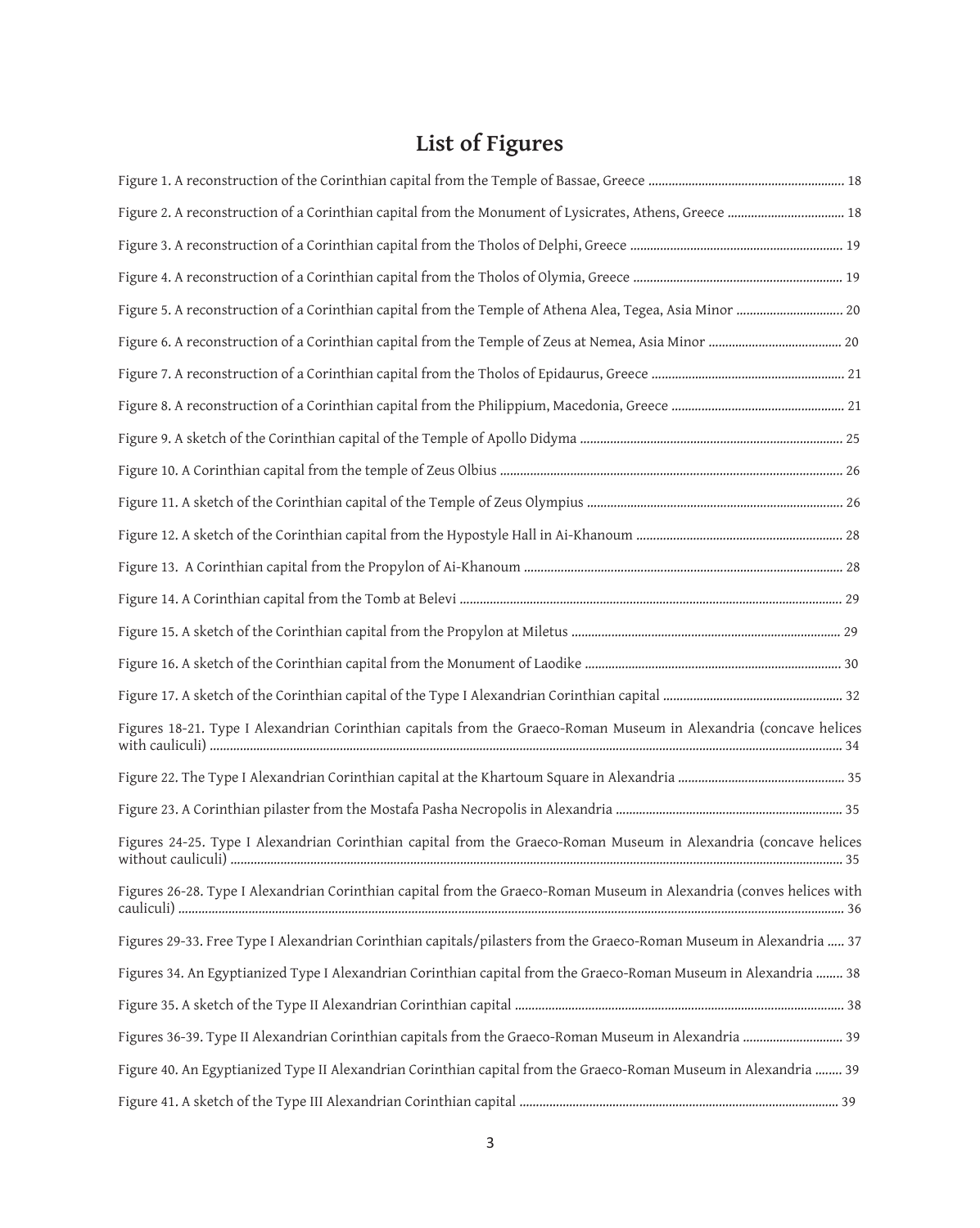# List of Figures

Figure 1. A reconstruction of the Corinthian capital from the Temple of Bassae, Greece ........................................................... 18

Figure 2. A reconstruction of a Corinthian capital from the Monument of Lysicrates, Athens, Greece .................................. 18

Figure 3. A reconstruction of a Corinthian capital from the Tholos of Delphi, Greece ............................................................... 19

Figure 4. A reconstruction of a Corinthian capital from the Tholos of Olymia, Greece .............................................................. 19

Figure 5. A reconstruction of a Corinthian capital from the Temple of Athena Alea, Tegea, Asia Minor ................................ 20

Figure 6. A reconstruction of a Corinthian capital from the Temple of Zeus at Nemea, Asia Minor ........................................ 20

Figure 7. A reconstruction of a Corinthian capital from the Tholos of Epidaurus, Greece .......................................................... 21

Figure 8. A reconstruction of a Corinthian capital from the Philippium, Macedonia, Greece ................................................... 21

Figure 9. A sketch of the Corinthian capital of the Temple of Apollo Didyma .............................................................................. 25

Figure 10. A Corinthian capital from the temple of Zeus Olbius ..................................................................................................... 26

Figure 11. A sketch of the Corinthian capital of the Temple of Zeus Olympius ............................................................................ 26

Figure 12. A sketch of the Corinthian capital from the Hypostyle Hall in Ai-Khanoum ............................................................. 28

Figure 13. A Corinthian capital from the Propylon of Ai-Khanoum ............................................................................................... 28

Figure 14. A Corinthian capital from the Tomb at Belevi .................................................................................................................. 29

Figure 15. A sketch of the Corinthian capital from the Propylon at Miletus ................................................................................ 29

Figure 16. A sketch of the Corinthian capital from the Monument of Laodike ............................................................................ 30

Figure 17. A sketch of the Corinthian capital of the Type I Alexandrian Corinthian capital ...................................................... 32

Figures 18-21. Type I Alexandrian Corinthian capitals from the Graeco-Roman Museum in Alexandria (concave helices with cauliculi) .......................................................................................................................................................................... 34

Figure 22. The Type I Alexandrian Corinthian capital at the Khartoum Square in Alexandria .................................................. 35

Figure 23. A Corinthian pilaster from the Mostafa Pasha Necropolis in Alexandria ................................................................... 35

Figures 24-25. Type I Alexandrian Corinthian capital from the Graeco-Roman Museum in Alexandria (concave helices without cauliculi) ........................................................................................................................................................................ 35

Figures 26-28. Type I Alexandrian Corinthian capital from the Graeco-Roman Museum in Alexandria (conves helices with cauliculi) .......................................................................................................................................................................... 36

Figures 29-33. Free Type I Alexandrian Corinthian capitals/pilasters from the Graeco-Roman Museum in Alexandria ..... 37

Figures 34. An Egyptianized Type I Alexandrian Corinthian capital from the Graeco-Roman Museum in Alexandria ........ 38

Figure 35. A sketch of the Type II Alexandrian Corinthian capital .................................................................................................. 38

Figures 36-39. Type II Alexandrian Corinthian capitals from the Graeco-Roman Museum in Alexandria .............................. 39

Figure 40. An Egyptianized Type II Alexandrian Corinthian capital from the Graeco-Roman Museum in Alexandria ........ 39

Figure 41. A sketch of the Type III Alexandrian Corinthian capital ................................................................................................ 39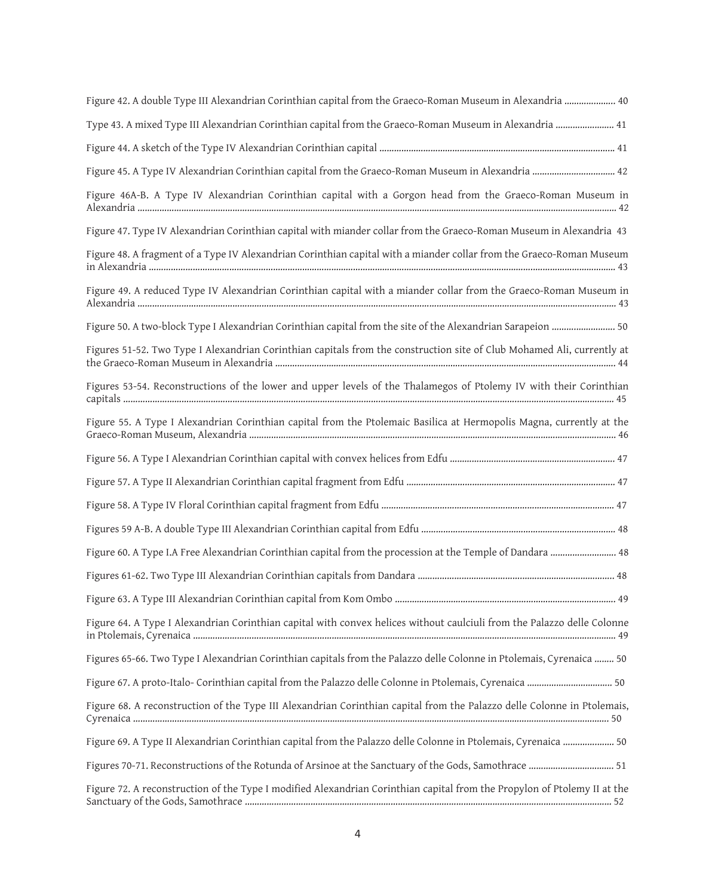Figure 42. A double Type III Alexandrian Corinthian capital from the Graeco-Roman Museum in Alexandria .................... 40

Type 43. A mixed Type III Alexandrian Corinthian capital from the Graeco-Roman Museum in Alexandria ........................ 41

Figure 44. A sketch of the Type IV Alexandrian Corinthian capital ................................................................................................ 41

Figure 45. A Type IV Alexandrian Corinthian capital from the Graeco-Roman Museum in Alexandria .................................. 42

Figure 46A-B. A Type IV Alexandrian Corinthian capital with a Gorgon head from the Graeco-Roman Museum in Alexandria ........................................................................................................................................................................................ 42

Figure 47. Type IV Alexandrian Corinthian capital with miander collar from the Graeco-Roman Museum in Alexandria 43

Figure 48. A fragment of a Type IV Alexandrian Corinthian capital with a miander collar from the Graeco-Roman Museum in Alexandria ........................................................................................................................................................................ 43

Figure 49. A reduced Type IV Alexandrian Corinthian capital with a miander collar from the Graeco-Roman Museum in Alexandria ........................................................................................................................................................................................ 43

Figure 50. A two-block Type I Alexandrian Corinthian capital from the site of the Alexandrian Sarapeion .......................... 50

Figures 51-52. Two Type I Alexandrian Corinthian capitals from the construction site of Club Mohamed Ali, currently at the Graeco-Roman Museum in Alexandria ........................................................................................................................... 44

Figures 53-54. Reconstructions of the lower and upper levels of the Thalamegos of Ptolemy IV with their Corinthian capitals ........................................................................................................................................................................................ 45

Figure 55. A Type I Alexandrian Corinthian capital from the Ptolemaic Basilica at Hermopolis Magna, currently at the Graeco-Roman Museum, Alexandria ...................................................................................................................................... 46

Figure 56. A Type I Alexandrian Corinthian capital with convex helices from Edfu ................................................................... 47

Figure 57. A Type II Alexandrian Corinthian capital fragment from Edfu ..................................................................................... 47

Figure 58. A Type IV Floral Corinthian capital fragment from Edfu ............................................................................................... 47

Figures 59 A-B. A double Type III Alexandrian Corinthian capital from Edfu ............................................................................... 48

Figure 60. A Type I.A Free Alexandrian Corinthian capital from the procession at the Temple of Dandara ........................... 48

Figures 61-62. Two Type III Alexandrian Corinthian capitals from Dandara ................................................................................ 48

Figure 63. A Type III Alexandrian Corinthian capital from Kom Ombo .......................................................................................... 49

Figure 64. A Type I Alexandrian Corinthian capital with convex helices without caulciuli from the Palazzo delle Colonne in Ptolemais, Cyrenaica ........................................................................................................................................................ 49

Figures 65-66. Two Type I Alexandrian Corinthian capitals from the Palazzo delle Colonne in Ptolemais, Cyrenaica ........ 50

Figure 67. A proto-Italo- Corinthian capital from the Palazzo delle Colonne in Ptolemais, Cyrenaica .................................. 50

Figure 68. A reconstruction of the Type III Alexandrian Corinthian capital from the Palazzo delle Colonne in Ptolemais, Cyrenaica ........................................................................................................................................................................................ 50

Figure 69. A Type II Alexandrian Corinthian capital from the Palazzo delle Colonne in Ptolemais, Cyrenaica ..................... 50

Figures 70-71. Reconstructions of the Rotunda of Arsinoe at the Sanctuary of the Gods, Samothrace .................................. 51

Figure 72. A reconstruction of the Type I modified Alexandrian Corinthian capital from the Propylon of Ptolemy II at the Sanctuary of the Gods, Samothrace ....................................................................................................................................... 52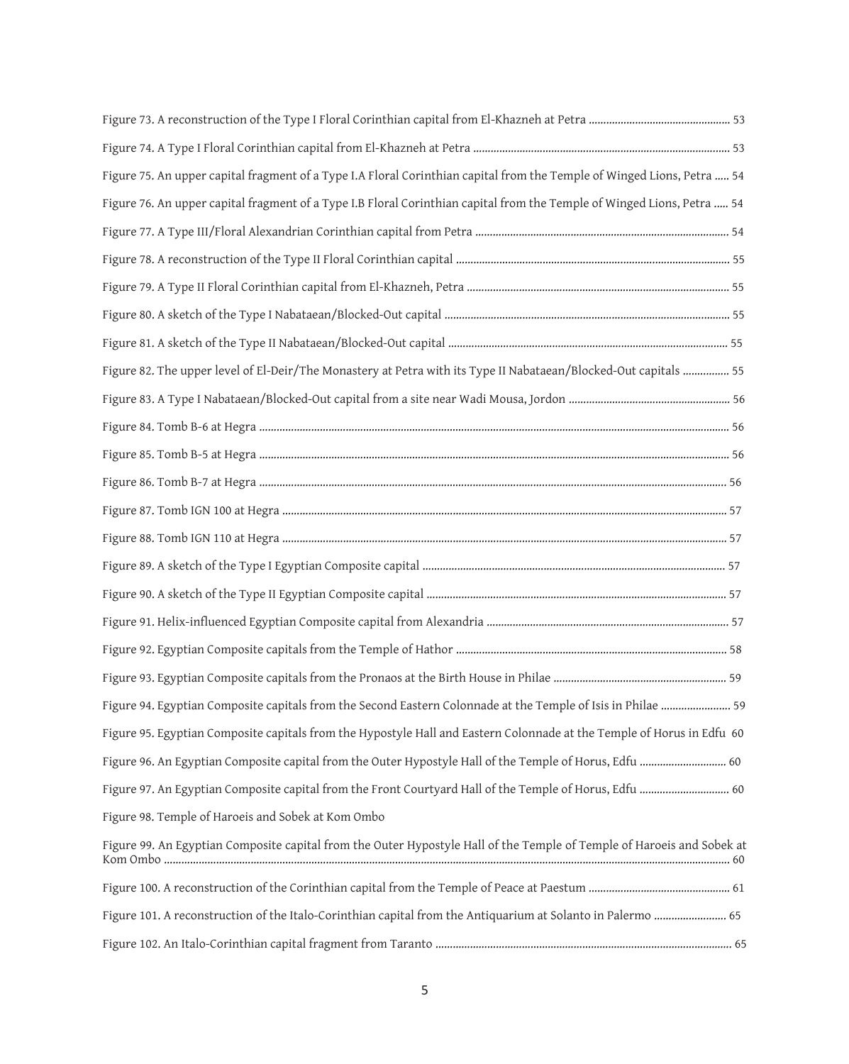Figure 73. A reconstruction of the Type I Floral Corinthian capital from El-Khazneh at Petra ................................................ 53

Figure 74. A Type I Floral Corinthian capital from El-Khazneh at Petra ........................................................................................ 53

Figure 75. An upper capital fragment of a Type I.A Floral Corinthian capital from the Temple of Winged Lions, Petra ..... 54

Figure 76. An upper capital fragment of a Type I.B Floral Corinthian capital from the Temple of Winged Lions, Petra ..... 54

Figure 77. A Type III/Floral Alexandrian Corinthian capital from Petra ....................................................................................... 54

Figure 78. A reconstruction of the Type II Floral Corinthian capital .............................................................................................. 55

Figure 79. A Type II Floral Corinthian capital from El-Khazneh, Petra .......................................................................................... 55

Figure 80. A sketch of the Type I Nabataean/Blocked-Out capital .................................................................................................. 55

Figure 81. A sketch of the Type II Nabataean/Blocked-Out capital ................................................................................................ 55

Figure 82. The upper level of El-Deir/The Monastery at Petra with its Type II Nabataean/Blocked-Out capitals ................ 55

Figure 83. A Type I Nabataean/Blocked-Out capital from a site near Wadi Mousa, Jordon ....................................................... 56

Figure 84. Tomb B-6 at Hegra ................................................................................................................................................................ 56

Figure 85. Tomb B-5 at Hegra ................................................................................................................................................................ 56

Figure 86. Tomb B-7 at Hegra ................................................................................................................................................................ 56

Figure 87. Tomb IGN 100 at Hegra ........................................................................................................................................................ 57

Figure 88. Tomb IGN 110 at Hegra ........................................................................................................................................................ 57

Figure 89. A sketch of the Type I Egyptian Composite capital ........................................................................................................ 57

Figure 90. A sketch of the Type II Egyptian Composite capital ....................................................................................................... 57

Figure 91. Helix-influenced Egyptian Composite capital from Alexandria ................................................................................... 57

Figure 92. Egyptian Composite capitals from the Temple of Hathor ............................................................................................. 58

Figure 93. Egyptian Composite capitals from the Pronaos at the Birth House in Philae ........................................................... 59

Figure 94. Egyptian Composite capitals from the Second Eastern Colonnade at the Temple of Isis in Philae ........................ 59

Figure 95. Egyptian Composite capitals from the Hypostyle Hall and Eastern Colonnade at the Temple of Horus in Edfu 60

Figure 96. An Egyptian Composite capital from the Outer Hypostyle Hall of the Temple of Horus, Edfu .............................. 60

Figure 97. An Egyptian Composite capital from the Front Courtyard Hall of the Temple of Horus, Edfu ............................... 60

Figure 98. Temple of Haroeis and Sobek at Kom Ombo

Figure 99. An Egyptian Composite capital from the Outer Hypostyle Hall of the Temple of Temple of Haroeis and Sobek at Kom Ombo ............................................................................................................................................................................................. 60

Figure 100. A reconstruction of the Corinthian capital from the Temple of Peace at Paestum ................................................. 61

Figure 101. A reconstruction of the Italo-Corinthian capital from the Antiquarium at Solanto in Palermo ......................... 65

Figure 102. An Italo-Corinthian capital fragment from Taranto ...................................................................................................... 65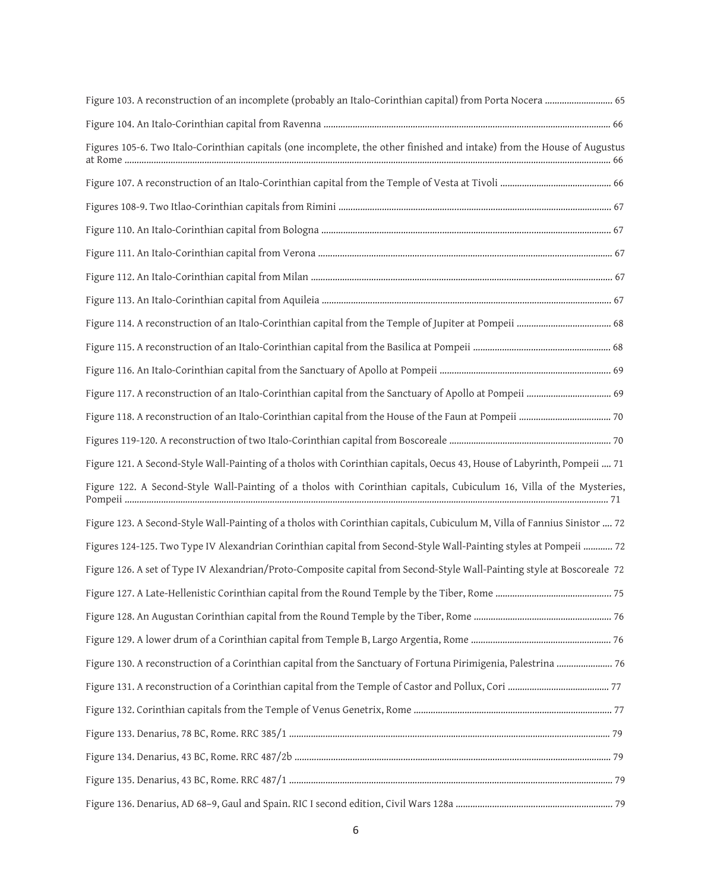Figure 103. A reconstruction of an incomplete (probably an Italo-Corinthian capital) from Porta Nocera ............................ 65

Figure 104. An Italo-Corinthian capital from Ravenna ............................................................................................................ 66

Figures 105-6. Two Italo-Corinthian capitals (one incomplete, the other finished and intake) from the House of Augustus at Rome ........................................................................................................................................................................ 66

Figure 107. A reconstruction of an Italo-Corinthian capital from the Temple of Vesta at Tivoli ............................................. 66

Figures 108-9. Two Itlao-Corinthian capitals from Rimini ..................................................................................................... 67

Figure 110. An Italo-Corinthian capital from Bologna ............................................................................................................ 67

Figure 111. An Italo-Corinthian capital from Verona .............................................................................................................. 67

Figure 112. An Italo-Corinthian capital from Milan ................................................................................................................ 67

Figure 113. An Italo-Corinthian capital from Aquileia ............................................................................................................ 67

Figure 114. A reconstruction of an Italo-Corinthian capital from the Temple of Jupiter at Pompeii ....................................... 68

Figure 115. A reconstruction of an Italo-Corinthian capital from the Basilica at Pompeii ........................................................ 68

Figure 116. An Italo-Corinthian capital from the Sanctuary of Apollo at Pompeii ...................................................................... 69

Figure 117. A reconstruction of an Italo-Corinthian capital from the Sanctuary of Apollo at Pompeii .................................. 69

Figure 118. A reconstruction of an Italo-Corinthian capital from the House of the Faun at Pompeii ...................................... 70

Figures 119-120. A reconstruction of two Italo-Corinthian capital from Boscoreale .................................................................. 70

Figure 121. A Second-Style Wall-Painting of a tholos with Corinthian capitals, Oecus 43, House of Labyrinth, Pompeii .... 71

Figure 122. A Second-Style Wall-Painting of a tholos with Corinthian capitals, Cubiculum 16, Villa of the Mysteries, Pompeii ...................................................................................................................................................................... 71

Figure 123. A Second-Style Wall-Painting of a tholos with Corinthian capitals, Cubiculum M, Villa of Fannius Sinistor .... 72

Figures 124-125. Two Type IV Alexandrian Corinthian capital from Second-Style Wall-Painting styles at Pompeii ............ 72

Figure 126. A set of Type IV Alexandrian/Proto-Composite capital from Second-Style Wall-Painting style at Boscoreale 72

Figure 127. A Late-Hellenistic Corinthian capital from the Round Temple by the Tiber, Rome ................................................ 75

Figure 128. An Augustan Corinthian capital from the Round Temple by the Tiber, Rome ......................................................... 76

Figure 129. A lower drum of a Corinthian capital from Temple B, Largo Argentia, Rome .......................................................... 76

Figure 130. A reconstruction of a Corinthian capital from the Sanctuary of Fortuna Pirimigenia, Palestrina ....................... 76

Figure 131. A reconstruction of a Corinthian capital from the Temple of Castor and Pollux, Cori .......................................... 77

Figure 132. Corinthian capitals from the Temple of Venus Genetrix, Rome .................................................................................. 77

Figure 133. Denarius, 78 BC, Rome. RRC 385/1 ..................................................................................................................... 79

Figure 134. Denarius, 43 BC, Rome. RRC 487/2b .................................................................................................................. 79

Figure 135. Denarius, 43 BC, Rome. RRC 487/1 ..................................................................................................................... 79

Figure 136. Denarius, AD 68–9, Gaul and Spain. RIC I second edition, Civil Wars 128a ................................................................. 79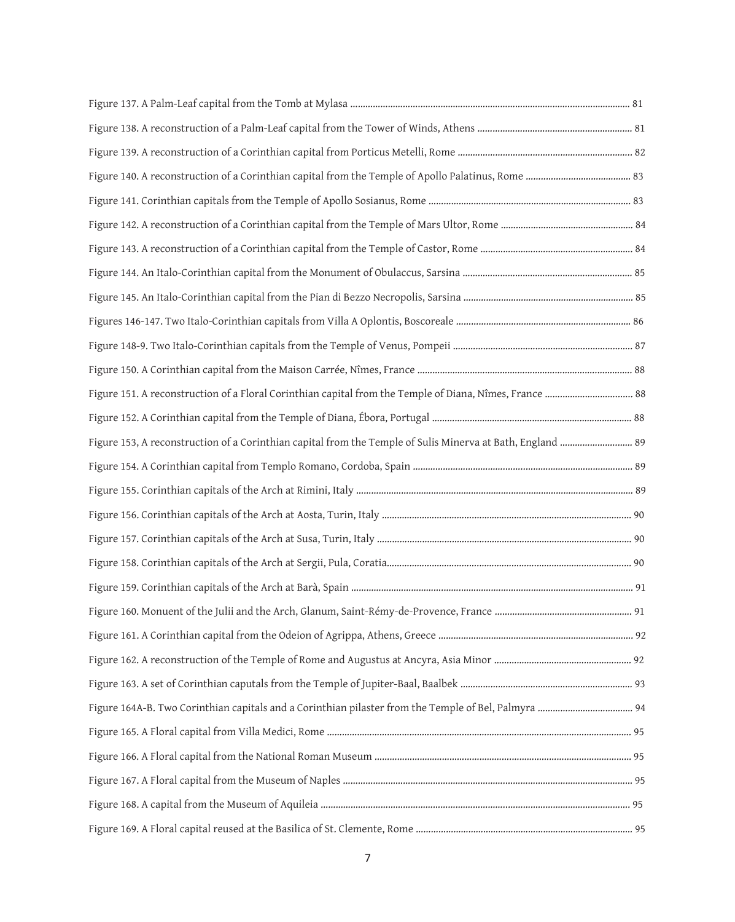Figure 137. A Palm-Leaf capital from the Tomb at Mylasa ............................................................ 81

Figure 138. A reconstruction of a Palm-Leaf capital from the Tower of Winds, Athens ............................................................ 81

Figure 139. A reconstruction of a Corinthian capital from Porticus Metelli, Rome ............................................................ 82

Figure 140. A reconstruction of a Corinthian capital from the Temple of Apollo Palatinus, Rome ............................................................ 83

Figure 141. Corinthian capitals from the Temple of Apollo Sosianus, Rome ............................................................ 83

Figure 142. A reconstruction of a Corinthian capital from the Temple of Mars Ultor, Rome ............................................................ 84

Figure 143. A reconstruction of a Corinthian capital from the Temple of Castor, Rome ............................................................ 84

Figure 144. An Italo-Corinthian capital from the Monument of Obulaccus, Sarsina ............................................................ 85

Figure 145. An Italo-Corinthian capital from the Pian di Bezzo Necropolis, Sarsina ............................................................ 85

Figures 146-147. Two Italo-Corinthian capitals from Villa A Oplontis, Boscoreale ............................................................ 86

Figure 148-9. Two Italo-Corinthian capitals from the Temple of Venus, Pompeii ............................................................ 87

Figure 150. A Corinthian capital from the Maison Carrée, Nîmes, France ............................................................ 88

Figure 151. A reconstruction of a Floral Corinthian capital from the Temple of Diana, Nîmes, France ............................................................ 88

Figure 152. A Corinthian capital from the Temple of Diana, Ébora, Portugal ............................................................ 88

Figure 153, A reconstruction of a Corinthian capital from the Temple of Sulis Minerva at Bath, England ............................................................ 89

Figure 154. A Corinthian capital from Templo Romano, Cordoba, Spain ............................................................ 89

Figure 155. Corinthian capitals of the Arch at Rimini, Italy ............................................................ 89

Figure 156. Corinthian capitals of the Arch at Aosta, Turin, Italy ............................................................ 90

Figure 157. Corinthian capitals of the Arch at Susa, Turin, Italy ............................................................ 90

Figure 158. Corinthian capitals of the Arch at Sergii, Pula, Coratia............................................................ 90

Figure 159. Corinthian capitals of the Arch at Barà, Spain ............................................................ 91

Figure 160. Monuent of the Julii and the Arch, Glanum, Saint-Rémy-de-Provence, France ............................................................ 91

Figure 161. A Corinthian capital from the Odeion of Agrippa, Athens, Greece ............................................................ 92

Figure 162. A reconstruction of the Temple of Rome and Augustus at Ancyra, Asia Minor ............................................................ 92

Figure 163. A set of Corinthian caputals from the Temple of Jupiter-Baal, Baalbek ............................................................ 93

Figure 164A-B. Two Corinthian capitals and a Corinthian pilaster from the Temple of Bel, Palmyra ............................................................ 94

Figure 165. A Floral capital from Villa Medici, Rome ............................................................ 95

Figure 166. A Floral capital from the National Roman Museum ............................................................ 95

Figure 167. A Floral capital from the Museum of Naples ............................................................ 95

Figure 168. A capital from the Museum of Aquileia ............................................................ 95

Figure 169. A Floral capital reused at the Basilica of St. Clemente, Rome ............................................................ 95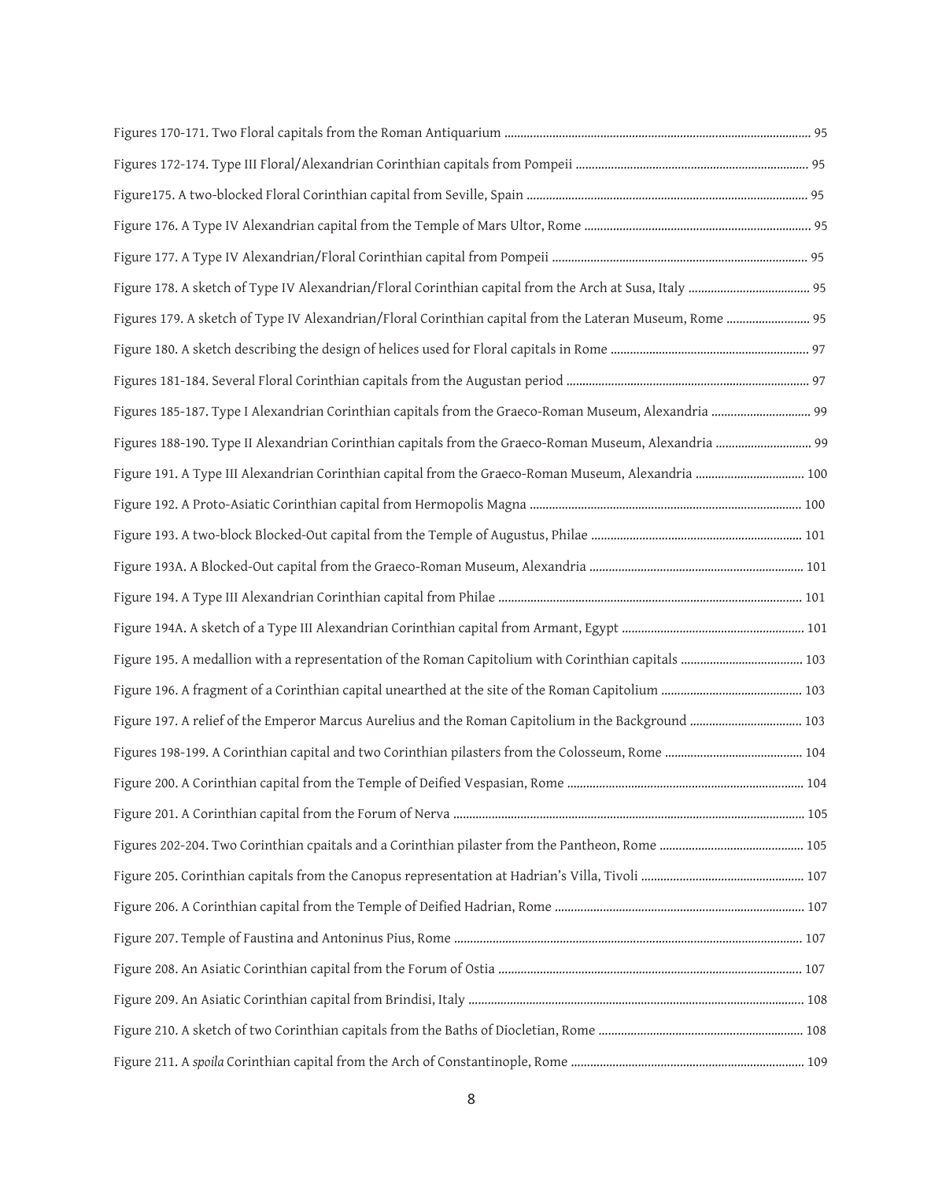Figures 170-171. Two Floral capitals from the Roman Antiquarium ............................................................................................... 95

Figures 172-174. Type III Floral/Alexandrian Corinthian capitals from Pompeii ........................................................................ 95

Figure175. A two-blocked Floral Corinthian capital from Seville, Spain ....................................................................................... 95

Figure 176. A Type IV Alexandrian capital from the Temple of Mars Ultor, Rome ...................................................................... 95

Figure 177. A Type IV Alexandrian/Floral Corinthian capital from Pompeii ................................................................................ 95

Figure 178. A sketch of Type IV Alexandrian/Floral Corinthian capital from the Arch at Susa, Italy ..................................... 95

Figures 179. A sketch of Type IV Alexandrian/Floral Corinthian capital from the Lateran Museum, Rome .......................... 95

Figure 180. A sketch describing the design of helices used for Floral capitals in Rome .............................................................. 97

Figures 181-184. Several Floral Corinthian capitals from the Augustan period ........................................................................... 97

Figures 185-187. Type I Alexandrian Corinthian capitals from the Graeco-Roman Museum, Alexandria ............................... 99

Figures 188-190. Type II Alexandrian Corinthian capitals from the Graeco-Roman Museum, Alexandria ............................. 99

Figure 191. A Type III Alexandrian Corinthian capital from the Graeco-Roman Museum, Alexandria ................................. 100

Figure 192. A Proto-Asiatic Corinthian capital from Hermopolis Magna .................................................................................... 100

Figure 193. A two-block Blocked-Out capital from the Temple of Augustus, Philae ................................................................. 101

Figure 193A. A Blocked-Out capital from the Graeco-Roman Museum, Alexandria .................................................................. 101

Figure 194. A Type III Alexandrian Corinthian capital from Philae ............................................................................................. 101

Figure 194A. A sketch of a Type III Alexandrian Corinthian capital from Armant, Egypt ........................................................ 101

Figure 195. A medallion with a representation of the Roman Capitolium with Corinthian capitals ...................................... 103

Figure 196. A fragment of a Corinthian capital unearthed at the site of the Roman Capitolium ............................................ 103

Figure 197. A relief of the Emperor Marcus Aurelius and the Roman Capitolium in the Background ................................... 103

Figures 198-199. A Corinthian capital and two Corinthian pilasters from the Colosseum, Rome ........................................... 104

Figure 200. A Corinthian capital from the Temple of Deified Vespasian, Rome ......................................................................... 104

Figure 201. A Corinthian capital from the Forum of Nerva ............................................................................................................ 105

Figures 202-204. Two Corinthian cpaitals and a Corinthian pilaster from the Pantheon, Rome ............................................. 105

Figure 205. Corinthian capitals from the Canopus representation at Hadrian's Villa, Tivoli .................................................. 107

Figure 206. A Corinthian capital from the Temple of Deified Hadrian, Rome ............................................................................. 107

Figure 207. Temple of Faustina and Antoninus Pius, Rome ........................................................................................................... 107

Figure 208. An Asiatic Corinthian capital from the Forum of Ostia .............................................................................................. 107

Figure 209. An Asiatic Corinthian capital from Brindisi, Italy ........................................................................................................ 108

Figure 210. A sketch of two Corinthian capitals from the Baths of Diocletian, Rome ................................................................ 108

Figure 211. A *spoila* Corinthian capital from the Arch of Constantinople, Rome ......................................................................... 109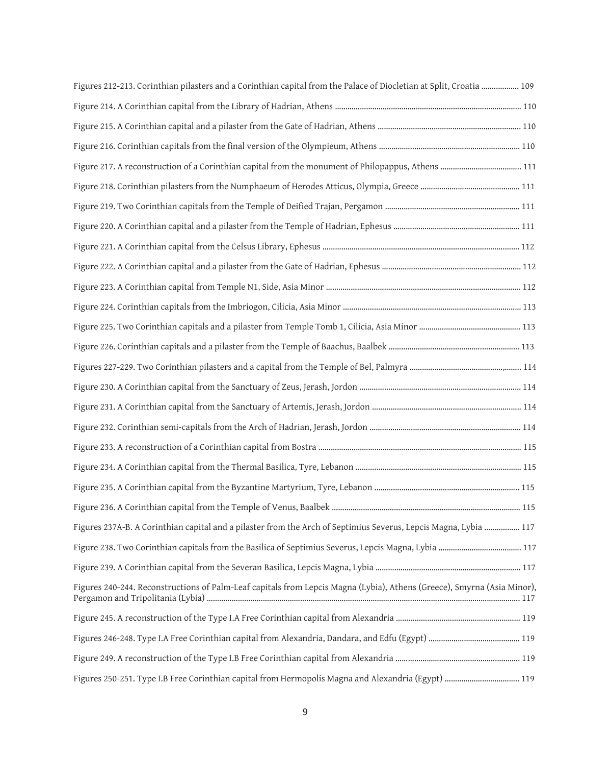Figures 212-213. Corinthian pilasters and a Corinthian capital from the Palace of Diocletian at Split, Croatia .................. 109

Figure 214. A Corinthian capital from the Library of Hadrian, Athens ......................................................................................... 110

Figure 215. A Corinthian capital and a pilaster from the Gate of Hadrian, Athens .................................................................... 110

Figure 216. Corinthian capitals from the final version of the Olympieum, Athens .................................................................... 110

Figure 217. A reconstruction of a Corinthian capital from the monument of Philopappus, Athens ....................................... 111

Figure 218. Corinthian pilasters from the Numphaeum of Herodes Atticus, Olympia, Greece ................................................ 111

Figure 219. Two Corinthian capitals from the Temple of Deified Trajan, Pergamon ................................................................. 111

Figure 220. A Corinthian capital and a pilaster from the Temple of Hadrian, Ephesus ............................................................. 111

Figure 221. A Corinthian capital from the Celsus Library, Ephesus .............................................................................................. 112

Figure 222. A Corinthian capital and a pilaster from the Gate of Hadrian, Ephesus ................................................................... 112

Figure 223. A Corinthian capital from Temple N1, Side, Asia Minor ............................................................................................ 112

Figure 224. Corinthian capitals from the Imbriogon, Cilicia, Asia Minor ..................................................................................... 113

Figure 225. Two Corinthian capitals and a pilaster from Temple Tomb 1, Cilicia, Asia Minor ................................................. 113

Figure 226. Corinthian capitals and a pilaster from the Temple of Baachus, Baalbek ............................................................... 113

Figures 227-229. Two Corinthian pilasters and a capital from the Temple of Bel, Palmyra ...................................................... 114

Figure 230. A Corinthian capital from the Sanctuary of Zeus, Jerash, Jordon ............................................................................. 114

Figure 231. A Corinthian capital from the Sanctuary of Artemis, Jerash, Jordon ....................................................................... 114

Figure 232. Corinthian semi-capitals from the Arch of Hadrian, Jerash, Jordon ........................................................................ 114

Figure 233. A reconstruction of a Corinthian capital from Bostra ................................................................................................. 115

Figure 234. A Corinthian capital from the Thermal Basilica, Tyre, Lebanon ................................................................................ 115

Figure 235. A Corinthian capital from the Byzantine Martyrium, Tyre, Lebanon ...................................................................... 115

Figure 236. A Corinthian capital from the Temple of Venus, Baalbek .......................................................................................... 115

Figures 237A-B. A Corinthian capital and a pilaster from the Arch of Septimius Severus, Lepcis Magna, Lybia ................. 117

Figure 238. Two Corinthian capitals from the Basilica of Septimius Severus, Lepcis Magna, Lybia ........................................ 117

Figure 239. A Corinthian capital from the Severan Basilica, Lepcis Magna, Lybia ...................................................................... 117

Figures 240-244. Reconstructions of Palm-Leaf capitals from Lepcis Magna (Lybia), Athens (Greece), Smyrna (Asia Minor), Pergamon and Tripolitania (Lybia) ...................................................................................................................................................... 117

Figure 245. A reconstruction of the Type I.A Free Corinthian capital from Alexandria ............................................................ 119

Figures 246-248. Type I.A Free Corinthian capital from Alexandria, Dandara, and Edfu (Egypt) ............................................ 119

Figure 249. A reconstruction of the Type I.B Free Corinthian capital from Alexandria ............................................................ 119

Figures 250-251. Type I.B Free Corinthian capital from Hermopolis Magna and Alexandria (Egypt) .................................... 119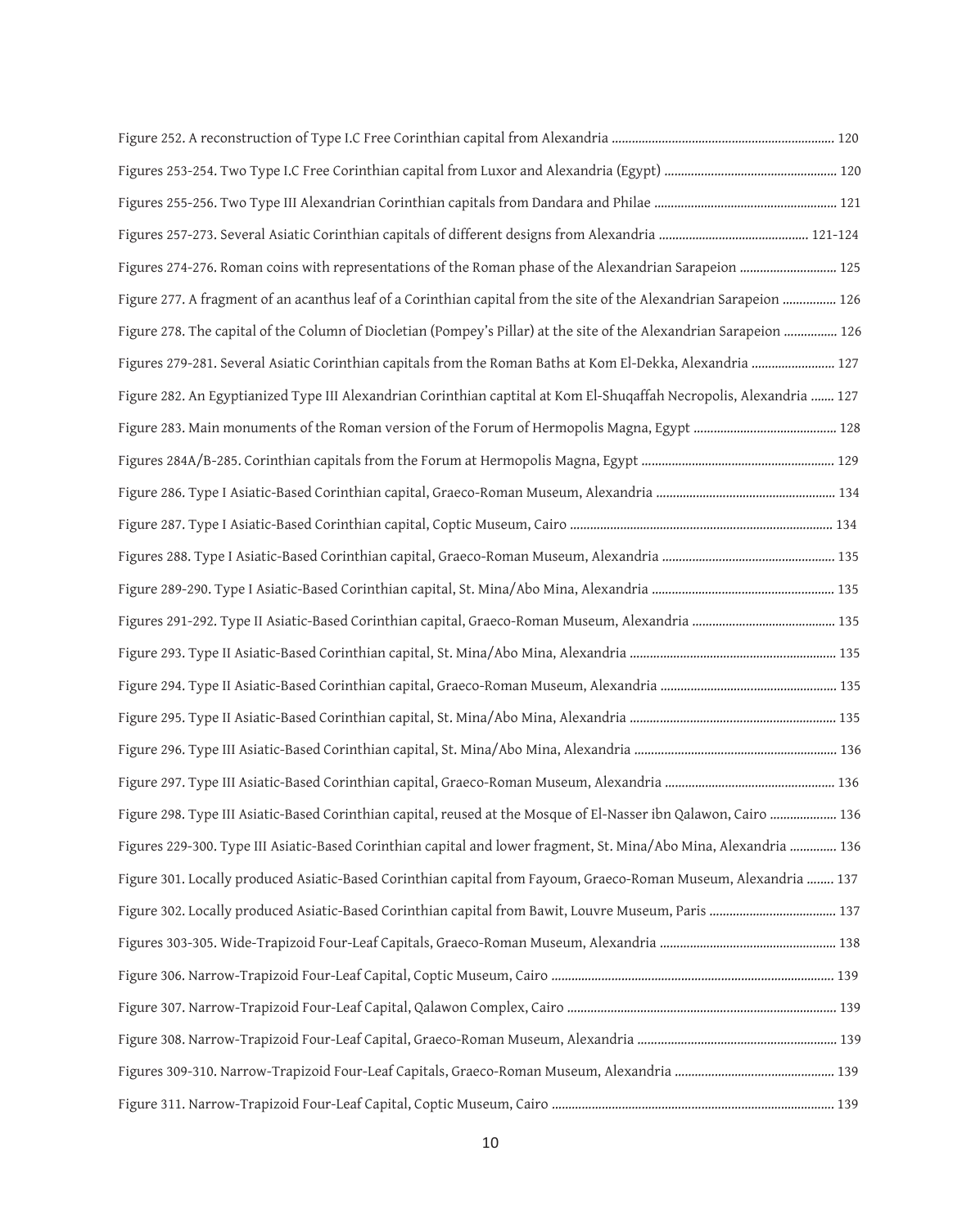Figure 252. A reconstruction of Type I.C Free Corinthian capital from Alexandria .................................................................. 120

Figures 253-254. Two Type I.C Free Corinthian capital from Luxor and Alexandria (Egypt) ................................................... 120

Figures 255-256. Two Type III Alexandrian Corinthian capitals from Dandara and Philae ...................................................... 121

Figures 257-273. Several Asiatic Corinthian capitals of different designs from Alexandria ............................................ 121-124

Figures 274-276. Roman coins with representations of the Roman phase of the Alexandrian Sarapeion ............................ 125

Figure 277. A fragment of an acanthus leaf of a Corinthian capital from the site of the Alexandrian Sarapeion ................ 126

Figure 278. The capital of the Column of Diocletian (Pompey's Pillar) at the site of the Alexandrian Sarapeion ................ 126

Figures 279-281. Several Asiatic Corinthian capitals from the Roman Baths at Kom El-Dekka, Alexandria ......................... 127

Figure 282. An Egyptianized Type III Alexandrian Corinthian captital at Kom El-Shuqaffah Necropolis, Alexandria ....... 127

Figure 283. Main monuments of the Roman version of the Forum of Hermopolis Magna, Egypt .......................................... 128

Figures 284A/B-285. Corinthian capitals from the Forum at Hermopolis Magna, Egypt ......................................................... 129

Figure 286. Type I Asiatic-Based Corinthian capital, Graeco-Roman Museum, Alexandria ..................................................... 134

Figure 287. Type I Asiatic-Based Corinthian capital, Coptic Museum, Cairo .............................................................................. 134

Figures 288. Type I Asiatic-Based Corinthian capital, Graeco-Roman Museum, Alexandria ................................................... 135

Figure 289-290. Type I Asiatic-Based Corinthian capital, St. Mina/Abo Mina, Alexandria ...................................................... 135

Figures 291-292. Type II Asiatic-Based Corinthian capital, Graeco-Roman Museum, Alexandria .......................................... 135

Figure 293. Type II Asiatic-Based Corinthian capital, St. Mina/Abo Mina, Alexandria ............................................................. 135

Figure 294. Type II Asiatic-Based Corinthian capital, Graeco-Roman Museum, Alexandria .................................................... 135

Figure 295. Type II Asiatic-Based Corinthian capital, St. Mina/Abo Mina, Alexandria ............................................................. 135

Figure 296. Type III Asiatic-Based Corinthian capital, St. Mina/Abo Mina, Alexandria ............................................................ 136

Figure 297. Type III Asiatic-Based Corinthian capital, Graeco-Roman Museum, Alexandria .................................................. 136

Figure 298. Type III Asiatic-Based Corinthian capital, reused at the Mosque of El-Nasser ibn Qalawon, Cairo .................... 136

Figures 229-300. Type III Asiatic-Based Corinthian capital and lower fragment, St. Mina/Abo Mina, Alexandria .............. 136

Figure 301. Locally produced Asiatic-Based Corinthian capital from Fayoum, Graeco-Roman Museum, Alexandria ........ 137

Figure 302. Locally produced Asiatic-Based Corinthian capital from Bawit, Louvre Museum, Paris ...................................... 137

Figures 303-305. Wide-Trapizoid Four-Leaf Capitals, Graeco-Roman Museum, Alexandria .................................................... 138

Figure 306. Narrow-Trapizoid Four-Leaf Capital, Coptic Museum, Cairo .................................................................................... 139

Figure 307. Narrow-Trapizoid Four-Leaf Capital, Qalawon Complex, Cairo ................................................................................ 139

Figure 308. Narrow-Trapizoid Four-Leaf Capital, Graeco-Roman Museum, Alexandria ........................................................... 139

Figures 309-310. Narrow-Trapizoid Four-Leaf Capitals, Graeco-Roman Museum, Alexandria ................................................ 139

Figure 311. Narrow-Trapizoid Four-Leaf Capital, Coptic Museum, Cairo .................................................................................... 139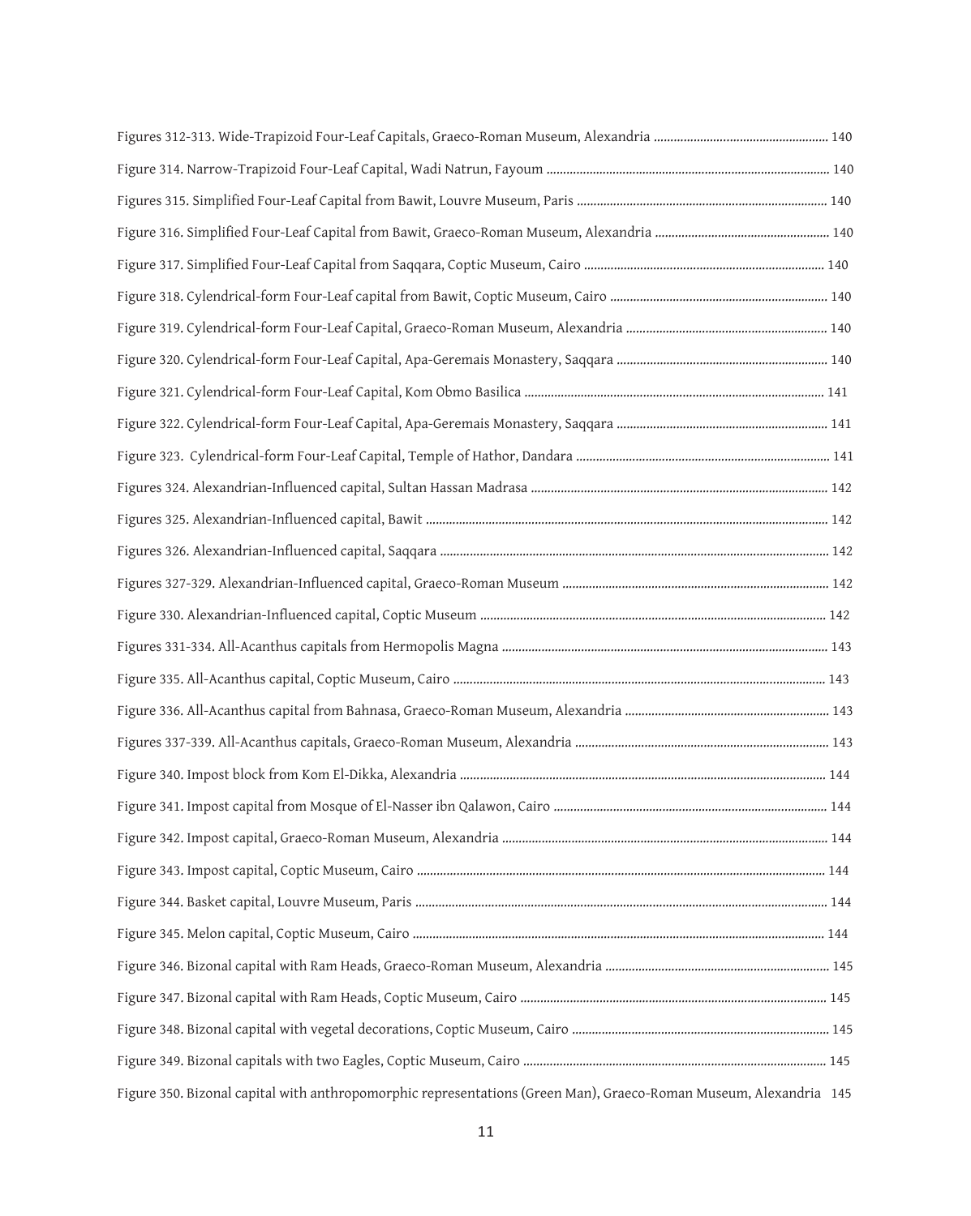Figures 312-313. Wide-Trapizoid Four-Leaf Capitals, Graeco-Roman Museum, Alexandria .................................................... 140

Figure 314. Narrow-Trapizoid Four-Leaf Capital, Wadi Natrun, Fayoum ..................................................................................... 140

Figures 315. Simplified Four-Leaf Capital from Bawit, Louvre Museum, Paris ............................................................................ 140

Figure 316. Simplified Four-Leaf Capital from Bawit, Graeco-Roman Museum, Alexandria .................................................... 140

Figure 317. Simplified Four-Leaf Capital from Saqqara, Coptic Museum, Cairo ........................................................................ 140

Figure 318. Cylendrical-form Four-Leaf capital from Bawit, Coptic Museum, Cairo ................................................................. 140

Figure 319. Cylendrical-form Four-Leaf Capital, Graeco-Roman Museum, Alexandria ............................................................ 140

Figure 320. Cylendrical-form Four-Leaf Capital, Apa-Geremais Monastery, Saqqara .............................................................. 140

Figure 321. Cylendrical-form Four-Leaf Capital, Kom Obmo Basilica .......................................................................................... 141

Figure 322. Cylendrical-form Four-Leaf Capital, Apa-Geremais Monastery, Saqqara .............................................................. 141

Figure 323. Cylendrical-form Four-Leaf Capital, Temple of Hathor, Dandara ............................................................................ 141

Figures 324. Alexandrian-Influenced capital, Sultan Hassan Madrasa ......................................................................................... 142

Figures 325. Alexandrian-Influenced capital, Bawit ......................................................................................................................... 142

Figures 326. Alexandrian-Influenced capital, Saqqara ..................................................................................................................... 142

Figures 327-329. Alexandrian-Influenced capital, Graeco-Roman Museum ................................................................................ 142

Figure 330. Alexandrian-Influenced capital, Coptic Museum ......................................................................................................... 142

Figures 331-334. All-Acanthus capitals from Hermopolis Magna .................................................................................................. 143

Figure 335. All-Acanthus capital, Coptic Museum, Cairo ................................................................................................................ 143

Figure 336. All-Acanthus capital from Bahnasa, Graeco-Roman Museum, Alexandria ............................................................. 143

Figures 337-339. All-Acanthus capitals, Graeco-Roman Museum, Alexandria ............................................................................ 143

Figure 340. Impost block from Kom El-Dikka, Alexandria .............................................................................................................. 144

Figure 341. Impost capital from Mosque of El-Nasser ibn Qalawon, Cairo .................................................................................. 144

Figure 342. Impost capital, Graeco-Roman Museum, Alexandria .................................................................................................. 144

Figure 343. Impost capital, Coptic Museum, Cairo ........................................................................................................................... 144

Figure 344. Basket capital, Louvre Museum, Paris ............................................................................................................................ 144

Figure 345. Melon capital, Coptic Museum, Cairo ............................................................................................................................ 144

Figure 346. Bizonal capital with Ram Heads, Graeco-Roman Museum, Alexandria .................................................................... 145

Figure 347. Bizonal capital with Ram Heads, Coptic Museum, Cairo ............................................................................................ 145

Figure 348. Bizonal capital with vegetal decorations, Coptic Museum, Cairo ............................................................................. 145

Figure 349. Bizonal capitals with two Eagles, Coptic Museum, Cairo ........................................................................................... 145

Figure 350. Bizonal capital with anthropomorphic representations (Green Man), Graeco-Roman Museum, Alexandria 145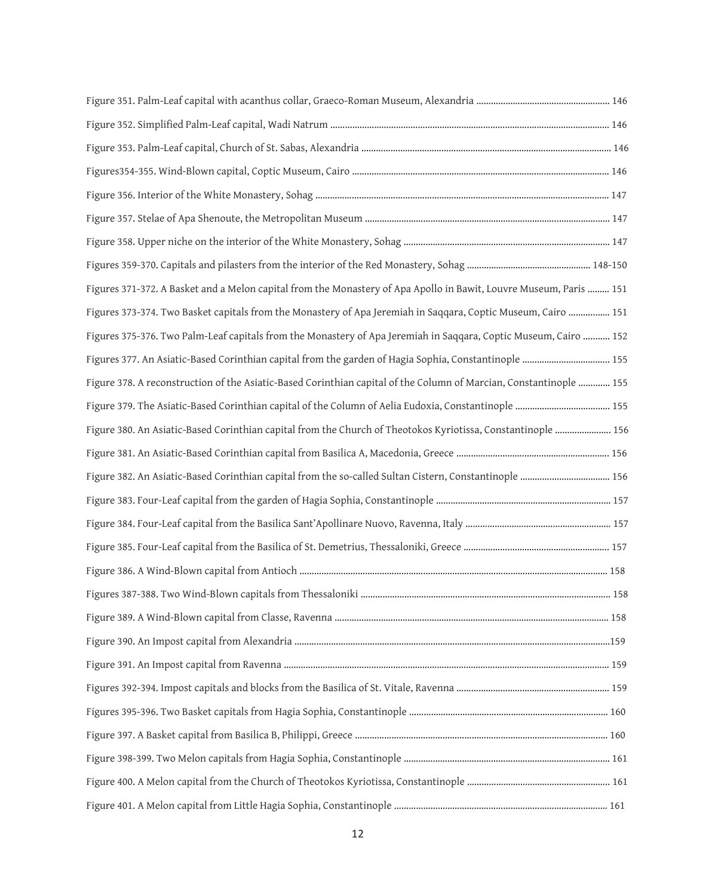Figure 351. Palm-Leaf capital with acanthus collar, Graeco-Roman Museum, Alexandria ........................................................ 146

Figure 352. Simplified Palm-Leaf capital, Wadi Natrum ........................................................................................................ 146

Figure 353. Palm-Leaf capital, Church of St. Sabas, Alexandria ........................................................................................... 146

Figures354-355. Wind-Blown capital, Coptic Museum, Cairo ............................................................................................... 146

Figure 356. Interior of the White Monastery, Sohag ............................................................................................................. 147

Figure 357. Stelae of Apa Shenoute, the Metropolitan Museum ........................................................................................... 147

Figure 358. Upper niche on the interior of the White Monastery, Sohag ............................................................................. 147

Figures 359-370. Capitals and pilasters from the interior of the Red Monastery, Sohag .................................................. 148-150

Figures 371-372. A Basket and a Melon capital from the Monastery of Apa Apollo in Bawit, Louvre Museum, Paris .......... 151

Figures 373-374. Two Basket capitals from the Monastery of Apa Jeremiah in Saqqara, Coptic Museum, Cairo ................. 151

Figures 375-376. Two Palm-Leaf capitals from the Monastery of Apa Jeremiah in Saqqara, Coptic Museum, Cairo ........... 152

Figures 377. An Asiatic-Based Corinthian capital from the garden of Hagia Sophia, Constantinople .................................... 155

Figure 378. A reconstruction of the Asiatic-Based Corinthian capital of the Column of Marcian, Constantinople ............. 155

Figure 379. The Asiatic-Based Corinthian capital of the Column of Aelia Eudoxia, Constantinople ....................................... 155

Figure 380. An Asiatic-Based Corinthian capital from the Church of Theotokos Kyriotissa, Constantinople ....................... 156

Figure 381. An Asiatic-Based Corinthian capital from Basilica A, Macedonia, Greece ............................................................... 156

Figure 382. An Asiatic-Based Corinthian capital from the so-called Sultan Cistern, Constantinople ..................................... 156

Figure 383. Four-Leaf capital from the garden of Hagia Sophia, Constantinople ........................................................................ 157

Figure 384. Four-Leaf capital from the Basilica Sant'Apollinare Nuovo, Ravenna, Italy ............................................................ 157

Figure 385. Four-Leaf capital from the Basilica of St. Demetrius, Thessaloniki, Greece ............................................................ 157

Figure 386. A Wind-Blown capital from Antioch ................................................................................................................ 158

Figures 387-388. Two Wind-Blown capitals from Thessaloniki ........................................................................................... 158

Figure 389. A Wind-Blown capital from Classe, Ravenna ..................................................................................................... 158

Figure 390. An Impost capital from Alexandria ......................................................................................................................159

Figure 391. An Impost capital from Ravenna ........................................................................................................................ 159

Figures 392-394. Impost capitals and blocks from the Basilica of St. Vitale, Ravenna ............................................................... 159

Figures 395-396. Two Basket capitals from Hagia Sophia, Constantinople .................................................................................. 160

Figure 397. A Basket capital from Basilica B, Philippi, Greece .......................................................................................... 160

Figure 398-399. Two Melon capitals from Hagia Sophia, Constantinople ..................................................................................... 161

Figure 400. A Melon capital from the Church of Theotokos Kyriotissa, Constantinople ........................................................... 161

Figure 401. A Melon capital from Little Hagia Sophia, Constantinople ........................................................................................ 161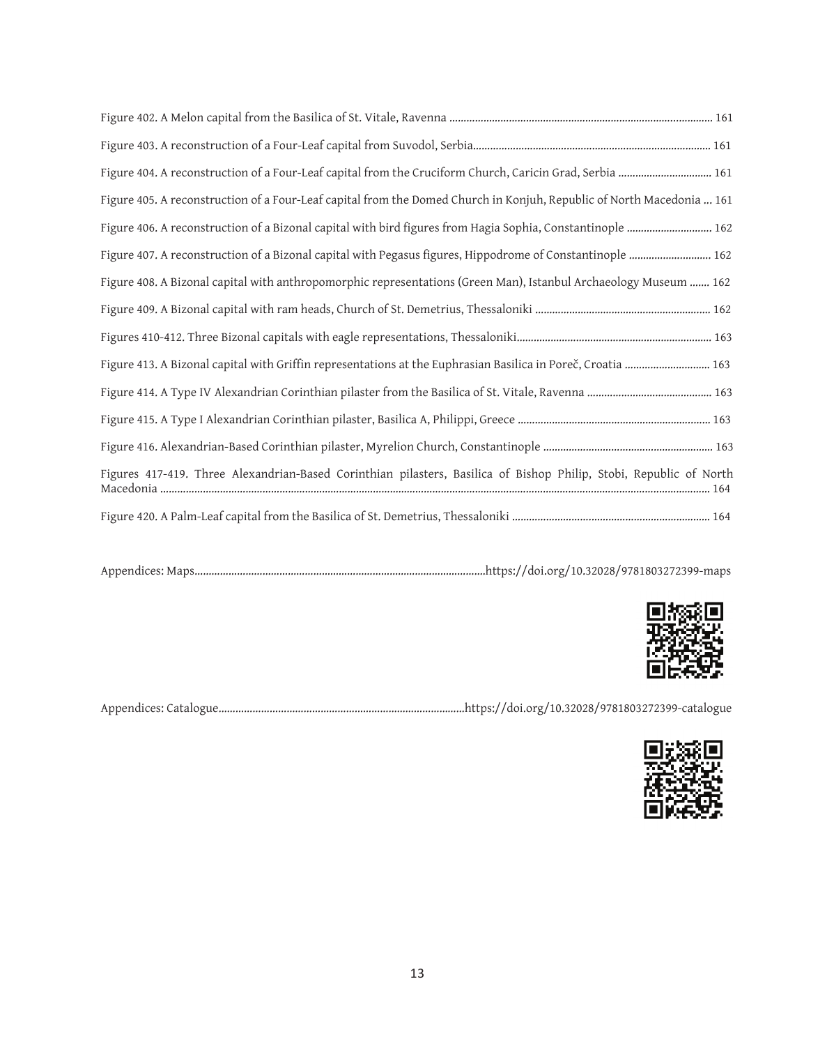Figure 402. A Melon capital from the Basilica of St. Vitale, Ravenna ........................................................................................ 161

Figure 403. A reconstruction of a Four-Leaf capital from Suvodol, Serbia.................................................................................. 161

Figure 404. A reconstruction of a Four-Leaf capital from the Cruciform Church, Caricin Grad, Serbia ................................. 161

Figure 405. A reconstruction of a Four-Leaf capital from the Domed Church in Konjuh, Republic of North Macedonia ... 161

Figure 406. A reconstruction of a Bizonal capital with bird figures from Hagia Sophia, Constantinople .............................. 162

Figure 407. A reconstruction of a Bizonal capital with Pegasus figures, Hippodrome of Constantinople ............................ 162

Figure 408. A Bizonal capital with anthropomorphic representations (Green Man), Istanbul Archaeology Museum ....... 162

Figure 409. A Bizonal capital with ram heads, Church of St. Demetrius, Thessaloniki .............................................................. 162

Figures 410-412. Three Bizonal capitals with eagle representations, Thessaloniki.................................................................... 163

Figure 413. A Bizonal capital with Griffin representations at the Euphrasian Basilica in Poreč, Croatia .............................. 163

Figure 414. A Type IV Alexandrian Corinthian pilaster from the Basilica of St. Vitale, Ravenna ........................................... 163

Figure 415. A Type I Alexandrian Corinthian pilaster, Basilica A, Philippi, Greece .................................................................. 163

Figure 416. Alexandrian-Based Corinthian pilaster, Myrelion Church, Constantinople ........................................................... 163

Figures 417-419. Three Alexandrian-Based Corinthian pilasters, Basilica of Bishop Philip, Stobi, Republic of North Macedonia ........................................................................................................................................................................................ 164

Figure 420. A Palm-Leaf capital from the Basilica of St. Demetrius, Thessaloniki ..................................................................... 164

Appendices: Maps.......................................................................................................https://doi.org/10.32028/9781803272399-maps

Appendices: Catalogue.......................................................................................https://doi.org/10.32028/9781803272399-catalogue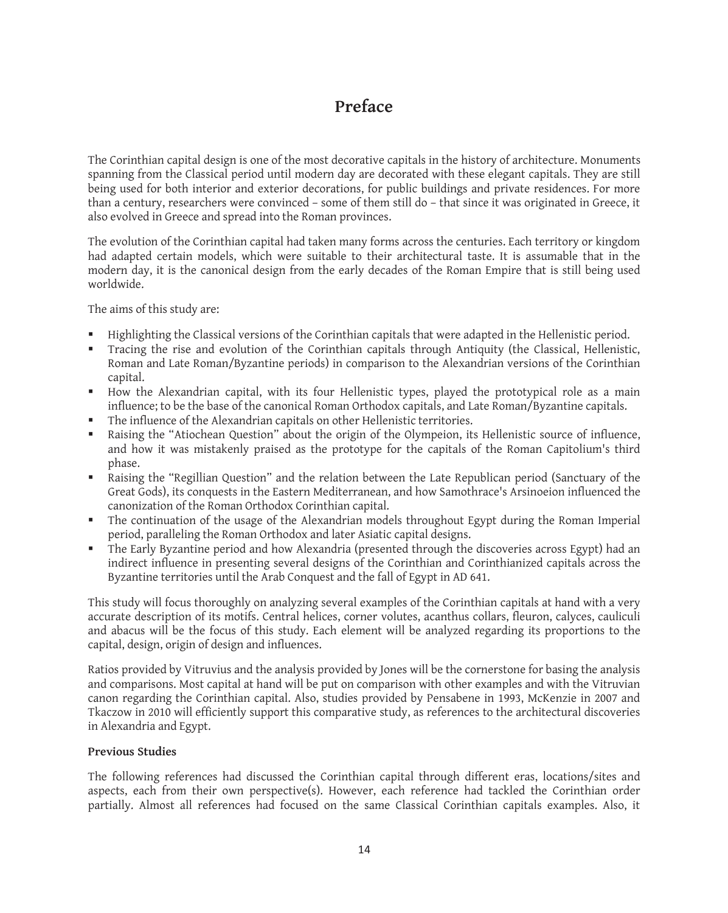# Preface

The Corinthian capital design is one of the most decorative capitals in the history of architecture. Monuments spanning from the Classical period until modern day are decorated with these elegant capitals. They are still being used for both interior and exterior decorations, for public buildings and private residences. For more than a century, researchers were convinced – some of them still do – that since it was originated in Greece, it also evolved in Greece and spread into the Roman provinces.

The evolution of the Corinthian capital had taken many forms across the centuries. Each territory or kingdom had adapted certain models, which were suitable to their architectural taste. It is assumable that in the modern day, it is the canonical design from the early decades of the Roman Empire that is still being used worldwide.

The aims of this study are:

- Highlighting the Classical versions of the Corinthian capitals that were adapted in the Hellenistic period.
- Tracing the rise and evolution of the Corinthian capitals through Antiquity (the Classical, Hellenistic, Roman and Late Roman/Byzantine periods) in comparison to the Alexandrian versions of the Corinthian capital.
- How the Alexandrian capital, with its four Hellenistic types, played the prototypical role as a main influence; to be the base of the canonical Roman Orthodox capitals, and Late Roman/Byzantine capitals.
- The influence of the Alexandrian capitals on other Hellenistic territories.
- Raising the "Atiochean Question" about the origin of the Olympeion, its Hellenistic source of influence, and how it was mistakenly praised as the prototype for the capitals of the Roman Capitolium's third phase.
- Raising the "Regillian Question" and the relation between the Late Republican period (Sanctuary of the Great Gods), its conquests in the Eastern Mediterranean, and how Samothrace's Arsinoeion influenced the canonization of the Roman Orthodox Corinthian capital.
- The continuation of the usage of the Alexandrian models throughout Egypt during the Roman Imperial period, paralleling the Roman Orthodox and later Asiatic capital designs.
- The Early Byzantine period and how Alexandria (presented through the discoveries across Egypt) had an indirect influence in presenting several designs of the Corinthian and Corinthianized capitals across the Byzantine territories until the Arab Conquest and the fall of Egypt in AD 641.

This study will focus thoroughly on analyzing several examples of the Corinthian capitals at hand with a very accurate description of its motifs. Central helices, corner volutes, acanthus collars, fleuron, calyces, cauliculi and abacus will be the focus of this study. Each element will be analyzed regarding its proportions to the capital, design, origin of design and influences.

Ratios provided by Vitruvius and the analysis provided by Jones will be the cornerstone for basing the analysis and comparisons. Most capital at hand will be put on comparison with other examples and with the Vitruvian canon regarding the Corinthian capital. Also, studies provided by Pensabene in 1993, McKenzie in 2007 and Tkaczow in 2010 will efficiently support this comparative study, as references to the architectural discoveries in Alexandria and Egypt.

**Previous Studies**

The following references had discussed the Corinthian capital through different eras, locations/sites and aspects, each from their own perspective(s). However, each reference had tackled the Corinthian order partially. Almost all references had focused on the same Classical Corinthian capitals examples. Also, it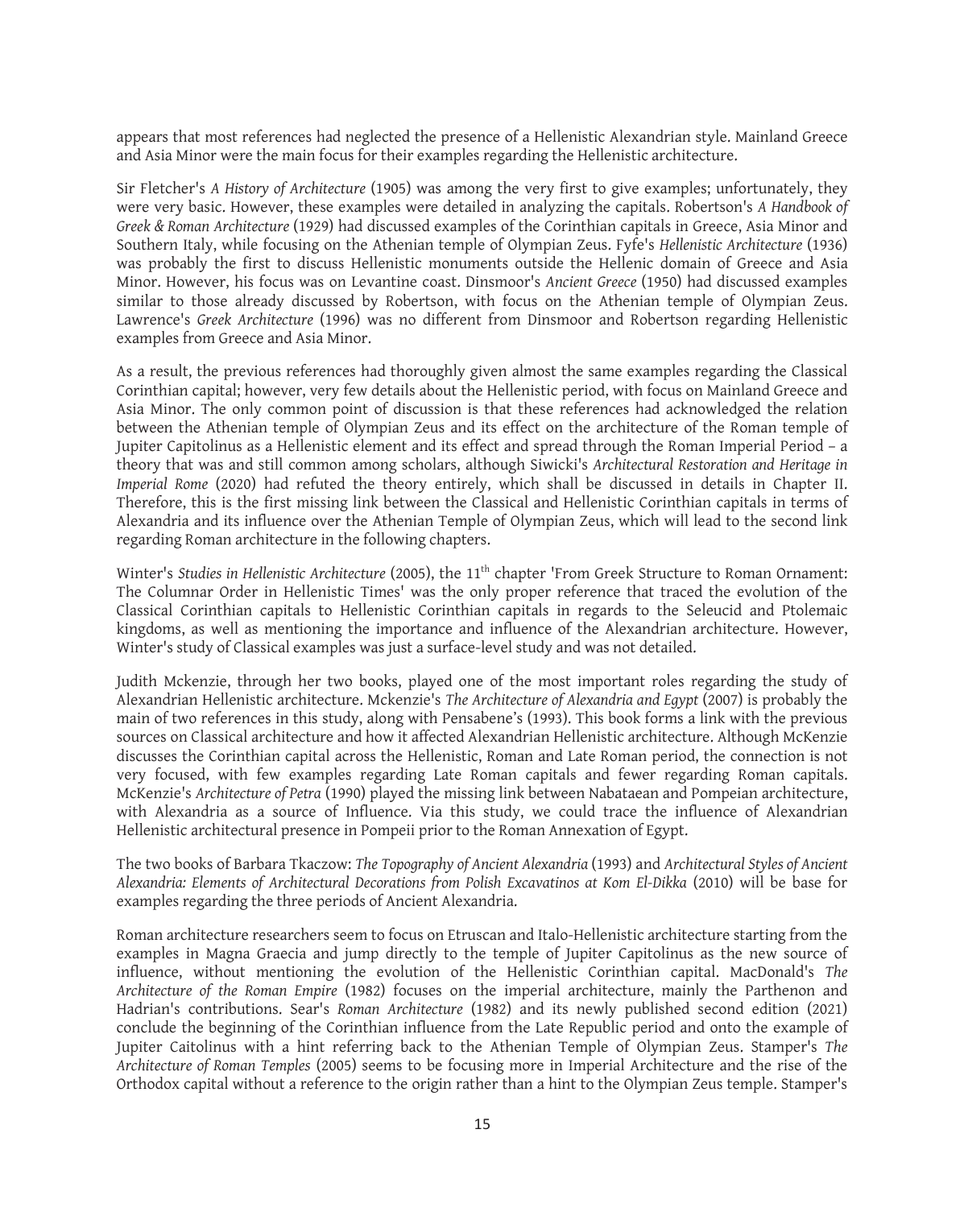appears that most references had neglected the presence of a Hellenistic Alexandrian style. Mainland Greece and Asia Minor were the main focus for their examples regarding the Hellenistic architecture.

Sir Fletcher's *A History of Architecture* (1905) was among the very first to give examples; unfortunately, they were very basic. However, these examples were detailed in analyzing the capitals. Robertson's *A Handbook of Greek & Roman Architecture* (1929) had discussed examples of the Corinthian capitals in Greece, Asia Minor and Southern Italy, while focusing on the Athenian temple of Olympian Zeus. Fyfe's *Hellenistic Architecture* (1936) was probably the first to discuss Hellenistic monuments outside the Hellenic domain of Greece and Asia Minor. However, his focus was on Levantine coast. Dinsmoor's *Ancient Greece* (1950) had discussed examples similar to those already discussed by Robertson, with focus on the Athenian temple of Olympian Zeus. Lawrence's *Greek Architecture* (1996) was no different from Dinsmoor and Robertson regarding Hellenistic examples from Greece and Asia Minor.

As a result, the previous references had thoroughly given almost the same examples regarding the Classical Corinthian capital; however, very few details about the Hellenistic period, with focus on Mainland Greece and Asia Minor. The only common point of discussion is that these references had acknowledged the relation between the Athenian temple of Olympian Zeus and its effect on the architecture of the Roman temple of Jupiter Capitolinus as a Hellenistic element and its effect and spread through the Roman Imperial Period – a theory that was and still common among scholars, although Siwicki's *Architectural Restoration and Heritage in Imperial Rome* (2020) had refuted the theory entirely, which shall be discussed in details in Chapter II. Therefore, this is the first missing link between the Classical and Hellenistic Corinthian capitals in terms of Alexandria and its influence over the Athenian Temple of Olympian Zeus, which will lead to the second link regarding Roman architecture in the following chapters.

Winter's *Studies in Hellenistic Architecture* (2005), the 11th chapter 'From Greek Structure to Roman Ornament: The Columnar Order in Hellenistic Times' was the only proper reference that traced the evolution of the Classical Corinthian capitals to Hellenistic Corinthian capitals in regards to the Seleucid and Ptolemaic kingdoms, as well as mentioning the importance and influence of the Alexandrian architecture. However, Winter's study of Classical examples was just a surface-level study and was not detailed.

Judith Mckenzie, through her two books, played one of the most important roles regarding the study of Alexandrian Hellenistic architecture. Mckenzie's *The Architecture of Alexandria and Egypt* (2007) is probably the main of two references in this study, along with Pensabene's (1993). This book forms a link with the previous sources on Classical architecture and how it affected Alexandrian Hellenistic architecture. Although McKenzie discusses the Corinthian capital across the Hellenistic, Roman and Late Roman period, the connection is not very focused, with few examples regarding Late Roman capitals and fewer regarding Roman capitals. McKenzie's *Architecture of Petra* (1990) played the missing link between Nabataean and Pompeian architecture, with Alexandria as a source of Influence. Via this study, we could trace the influence of Alexandrian Hellenistic architectural presence in Pompeii prior to the Roman Annexation of Egypt.

The two books of Barbara Tkaczow: *The Topography of Ancient Alexandria* (1993) and *Architectural Styles of Ancient Alexandria: Elements of Architectural Decorations from Polish Excavatinos at Kom El-Dikka* (2010) will be base for examples regarding the three periods of Ancient Alexandria.

Roman architecture researchers seem to focus on Etruscan and Italo-Hellenistic architecture starting from the examples in Magna Graecia and jump directly to the temple of Jupiter Capitolinus as the new source of influence, without mentioning the evolution of the Hellenistic Corinthian capital. MacDonald's *The Architecture of the Roman Empire* (1982) focuses on the imperial architecture, mainly the Parthenon and Hadrian's contributions. Sear's *Roman Architecture* (1982) and its newly published second edition (2021) conclude the beginning of the Corinthian influence from the Late Republic period and onto the example of Jupiter Caitolinus with a hint referring back to the Athenian Temple of Olympian Zeus. Stamper's *The Architecture of Roman Temples* (2005) seems to be focusing more in Imperial Architecture and the rise of the Orthodox capital without a reference to the origin rather than a hint to the Olympian Zeus temple. Stamper's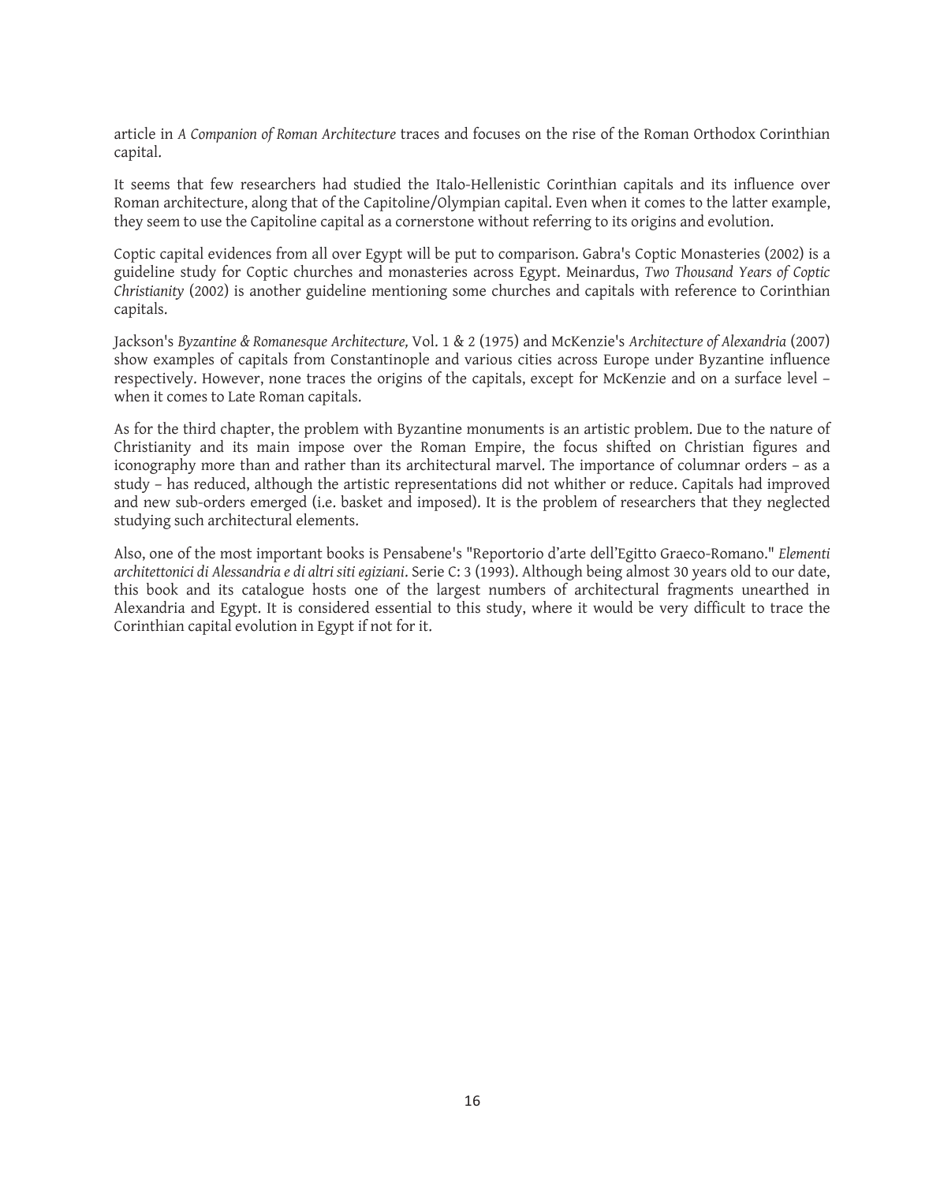article in *A Companion of Roman Architecture* traces and focuses on the rise of the Roman Orthodox Corinthian capital.

It seems that few researchers had studied the Italo-Hellenistic Corinthian capitals and its influence over Roman architecture, along that of the Capitoline/Olympian capital. Even when it comes to the latter example, they seem to use the Capitoline capital as a cornerstone without referring to its origins and evolution.

Coptic capital evidences from all over Egypt will be put to comparison. Gabra's Coptic Monasteries (2002) is a guideline study for Coptic churches and monasteries across Egypt. Meinardus, *Two Thousand Years of Coptic Christianity* (2002) is another guideline mentioning some churches and capitals with reference to Corinthian capitals.

Jackson's *Byzantine & Romanesque Architecture,* Vol. 1 & 2 (1975) and McKenzie's *Architecture of Alexandria* (2007) show examples of capitals from Constantinople and various cities across Europe under Byzantine influence respectively. However, none traces the origins of the capitals, except for McKenzie and on a surface level – when it comes to Late Roman capitals.

As for the third chapter, the problem with Byzantine monuments is an artistic problem. Due to the nature of Christianity and its main impose over the Roman Empire, the focus shifted on Christian figures and iconography more than and rather than its architectural marvel. The importance of columnar orders – as a study – has reduced, although the artistic representations did not whither or reduce. Capitals had improved and new sub-orders emerged (i.e. basket and imposed). It is the problem of researchers that they neglected studying such architectural elements.

Also, one of the most important books is Pensabene's "Reportorio d'arte dell'Egitto Graeco-Romano." *Elementi architettonici di Alessandria e di altri siti egiziani*. Serie C: 3 (1993). Although being almost 30 years old to our date, this book and its catalogue hosts one of the largest numbers of architectural fragments unearthed in Alexandria and Egypt. It is considered essential to this study, where it would be very difficult to trace the Corinthian capital evolution in Egypt if not for it.